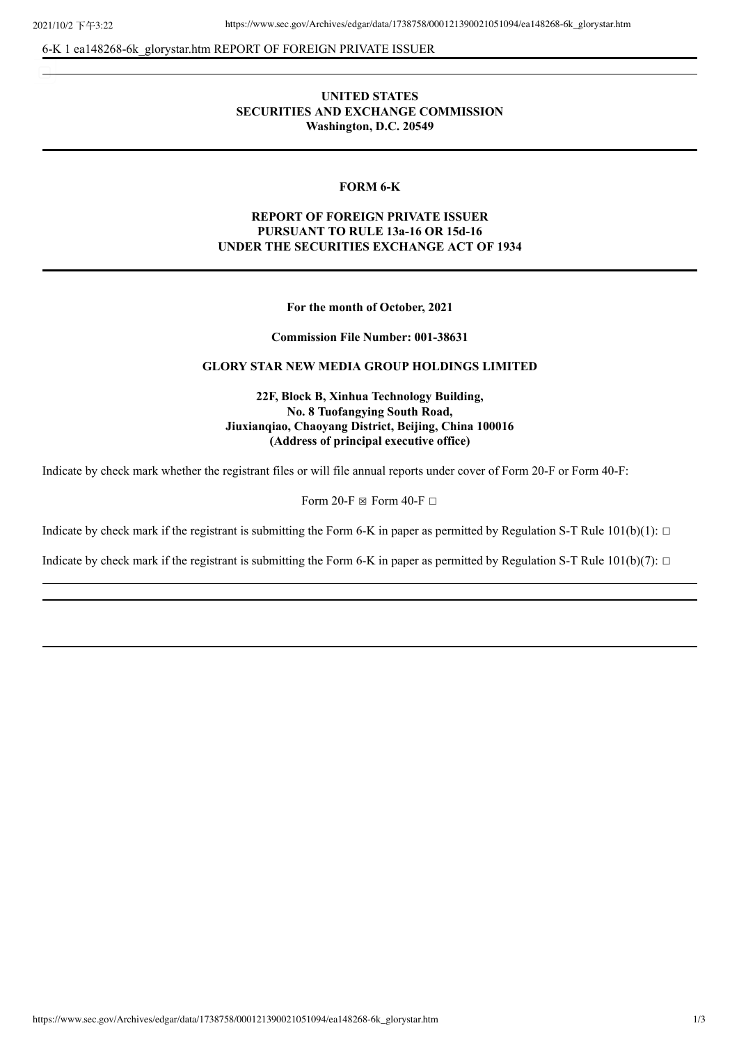6-K 1 ea148268-6k_glorystar.htm REPORT OF FOREIGN PRIVATE ISSUER

---

**UNITED STATES**
**SECURITIES AND EXCHANGE COMMISSION**
**Washington, D.C. 20549**

---

**FORM 6-K**

**REPORT OF FOREIGN PRIVATE ISSUER**
**PURSUANT TO RULE 13a-16 OR 15d-16**
**UNDER THE SECURITIES EXCHANGE ACT OF 1934**

---

**For the month of October, 2021**

**Commission File Number: 001-38631**

**GLORY STAR NEW MEDIA GROUP HOLDINGS LIMITED**

**22F, Block B, Xinhua Technology Building,**
**No. 8 Tuofangying South Road,**
**Jiuxianqiao, Chaoyang District, Beijing, China 100016**
**(Address of principal executive office)**

Indicate by check mark whether the registrant files or will file annual reports under cover of Form 20-F or Form 40-F:

Form 20-F ☒ Form 40-F ☐

Indicate by check mark if the registrant is submitting the Form 6-K in paper as permitted by Regulation S-T Rule 101(b)(1): ☐

Indicate by check mark if the registrant is submitting the Form 6-K in paper as permitted by Regulation S-T Rule 101(b)(7): ☐

---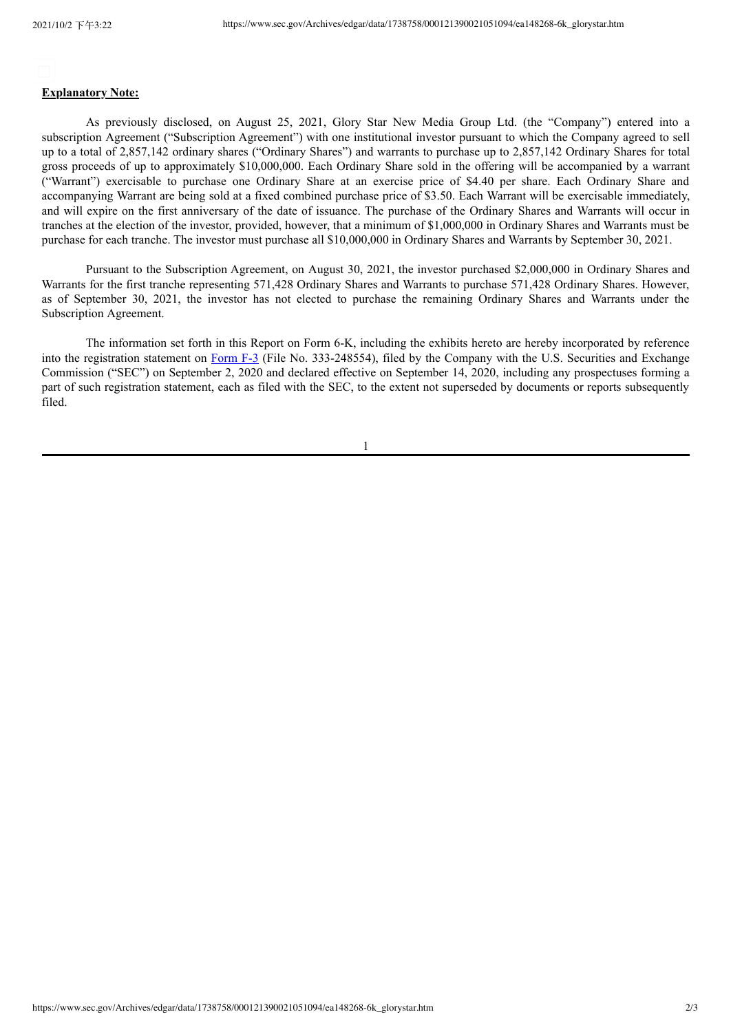**Explanatory Note:**

As previously disclosed, on August 25, 2021, Glory Star New Media Group Ltd. (the "Company") entered into a subscription Agreement ("Subscription Agreement") with one institutional investor pursuant to which the Company agreed to sell up to a total of 2,857,142 ordinary shares ("Ordinary Shares") and warrants to purchase up to 2,857,142 Ordinary Shares for total gross proceeds of up to approximately $10,000,000. Each Ordinary Share sold in the offering will be accompanied by a warrant ("Warrant") exercisable to purchase one Ordinary Share at an exercise price of $4.40 per share. Each Ordinary Share and accompanying Warrant are being sold at a fixed combined purchase price of $3.50. Each Warrant will be exercisable immediately, and will expire on the first anniversary of the date of issuance. The purchase of the Ordinary Shares and Warrants will occur in tranches at the election of the investor, provided, however, that a minimum of $1,000,000 in Ordinary Shares and Warrants must be purchase for each tranche. The investor must purchase all $10,000,000 in Ordinary Shares and Warrants by September 30, 2021.

Pursuant to the Subscription Agreement, on August 30, 2021, the investor purchased $2,000,000 in Ordinary Shares and Warrants for the first tranche representing 571,428 Ordinary Shares and Warrants to purchase 571,428 Ordinary Shares. However, as of September 30, 2021, the investor has not elected to purchase the remaining Ordinary Shares and Warrants under the Subscription Agreement.

The information set forth in this Report on Form 6-K, including the exhibits hereto are hereby incorporated by reference into the registration statement on Form F-3 (File No. 333-248554), filed by the Company with the U.S. Securities and Exchange Commission ("SEC") on September 2, 2020 and declared effective on September 14, 2020, including any prospectuses forming a part of such registration statement, each as filed with the SEC, to the extent not superseded by documents or reports subsequently filed.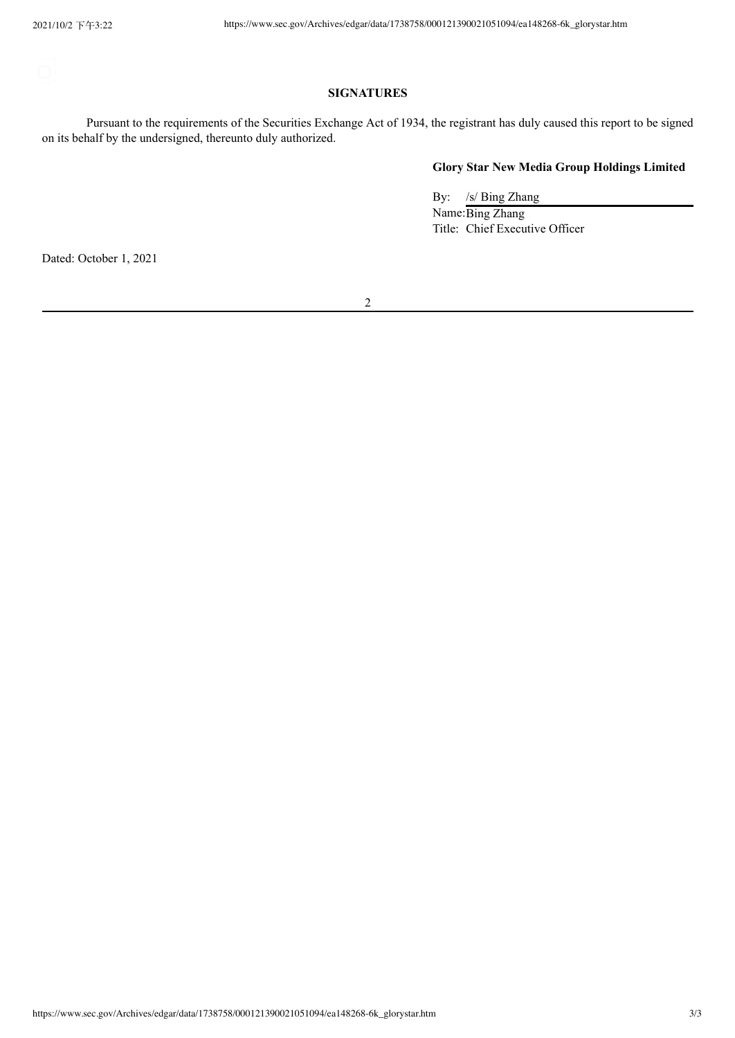**SIGNATURES**

Pursuant to the requirements of the Securities Exchange Act of 1934, the registrant has duly caused this report to be signed on its behalf by the undersigned, thereunto duly authorized.

**Glory Star New Media Group Holdings Limited**

By: /s/ Bing Zhang
Name: Bing Zhang
Title: Chief Executive Officer

Dated: October 1, 2021